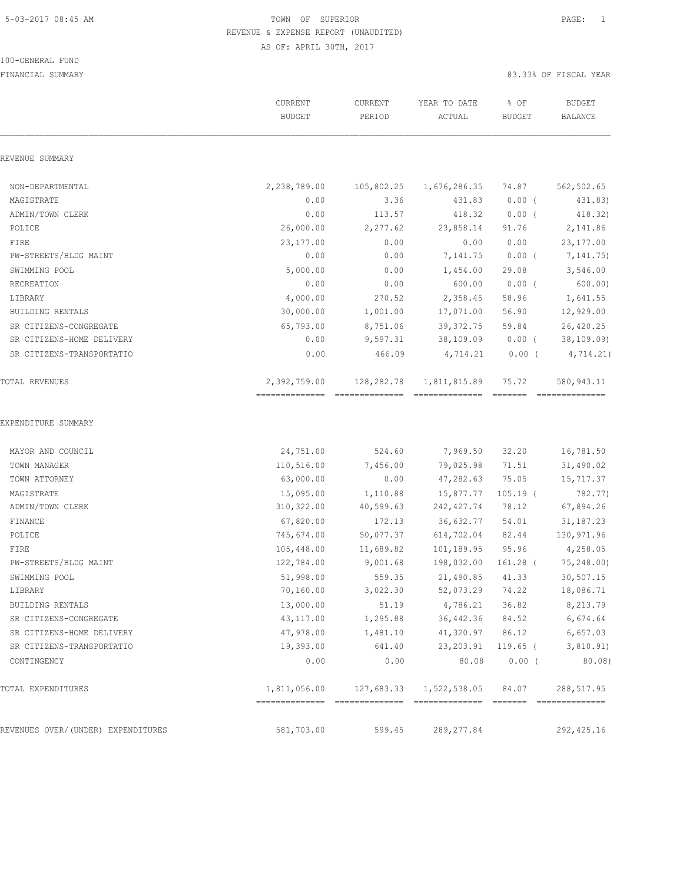TOWN OF SUPERIOR
REVENUE & EXPENSE REPORT (UNAUDITED)
AS OF: APRIL 30TH, 2017

100-GENERAL FUND
FINANCIAL SUMMARY

83.33% OF FISCAL YEAR

| | CURRENT BUDGET | CURRENT PERIOD | YEAR TO DATE ACTUAL | % OF BUDGET | BUDGET BALANCE |
|---|---|---|---|---|---|
| **REVENUE SUMMARY** | | | | | |
| NON-DEPARTMENTAL | 2,238,789.00 | 105,802.25 | 1,676,286.35 | 74.87 | 562,502.65 |
| MAGISTRATE | 0.00 | 3.36 | 431.83 | 0.00 ( | 431.83) |
| ADMIN/TOWN CLERK | 0.00 | 113.57 | 418.32 | 0.00 ( | 418.32) |
| POLICE | 26,000.00 | 2,277.62 | 23,858.14 | 91.76 | 2,141.86 |
| FIRE | 23,177.00 | 0.00 | 0.00 | 0.00 | 23,177.00 |
| PW-STREETS/BLDG MAINT | 0.00 | 0.00 | 7,141.75 | 0.00 ( | 7,141.75) |
| SWIMMING POOL | 5,000.00 | 0.00 | 1,454.00 | 29.08 | 3,546.00 |
| RECREATION | 0.00 | 0.00 | 600.00 | 0.00 ( | 600.00) |
| LIBRARY | 4,000.00 | 270.52 | 2,358.45 | 58.96 | 1,641.55 |
| BUILDING RENTALS | 30,000.00 | 1,001.00 | 17,071.00 | 56.90 | 12,929.00 |
| SR CITIZENS-CONGREGATE | 65,793.00 | 8,751.06 | 39,372.75 | 59.84 | 26,420.25 |
| SR CITIZENS-HOME DELIVERY | 0.00 | 9,597.31 | 38,109.09 | 0.00 ( | 38,109.09) |
| SR CITIZENS-TRANSPORTATIO | 0.00 | 466.09 | 4,714.21 | 0.00 ( | 4,714.21) |
| TOTAL REVENUES | 2,392,759.00 | 128,282.78 | 1,811,815.89 | 75.72 | 580,943.11 |
| **EXPENDITURE SUMMARY** | | | | | |
| MAYOR AND COUNCIL | 24,751.00 | 524.60 | 7,969.50 | 32.20 | 16,781.50 |
| TOWN MANAGER | 110,516.00 | 7,456.00 | 79,025.98 | 71.51 | 31,490.02 |
| TOWN ATTORNEY | 63,000.00 | 0.00 | 47,282.63 | 75.05 | 15,717.37 |
| MAGISTRATE | 15,095.00 | 1,110.88 | 15,877.77 | 105.19 ( | 782.77) |
| ADMIN/TOWN CLERK | 310,322.00 | 40,599.63 | 242,427.74 | 78.12 | 67,894.26 |
| FINANCE | 67,820.00 | 172.13 | 36,632.77 | 54.01 | 31,187.23 |
| POLICE | 745,674.00 | 50,077.37 | 614,702.04 | 82.44 | 130,971.96 |
| FIRE | 105,448.00 | 11,689.82 | 101,189.95 | 95.96 | 4,258.05 |
| PW-STREETS/BLDG MAINT | 122,784.00 | 9,001.68 | 198,032.00 | 161.28 ( | 75,248.00) |
| SWIMMING POOL | 51,998.00 | 559.35 | 21,490.85 | 41.33 | 30,507.15 |
| LIBRARY | 70,160.00 | 3,022.30 | 52,073.29 | 74.22 | 18,086.71 |
| BUILDING RENTALS | 13,000.00 | 51.19 | 4,786.21 | 36.82 | 8,213.79 |
| SR CITIZENS-CONGREGATE | 43,117.00 | 1,295.88 | 36,442.36 | 84.52 | 6,674.64 |
| SR CITIZENS-HOME DELIVERY | 47,978.00 | 1,481.10 | 41,320.97 | 86.12 | 6,657.03 |
| SR CITIZENS-TRANSPORTATIO | 19,393.00 | 641.40 | 23,203.91 | 119.65 ( | 3,810.91) |
| CONTINGENCY | 0.00 | 0.00 | 80.08 | 0.00 ( | 80.08) |
| TOTAL EXPENDITURES | 1,811,056.00 | 127,683.33 | 1,522,538.05 | 84.07 | 288,517.95 |
| REVENUES OVER/(UNDER) EXPENDITURES | 581,703.00 | 599.45 | 289,277.84 | | 292,425.16 |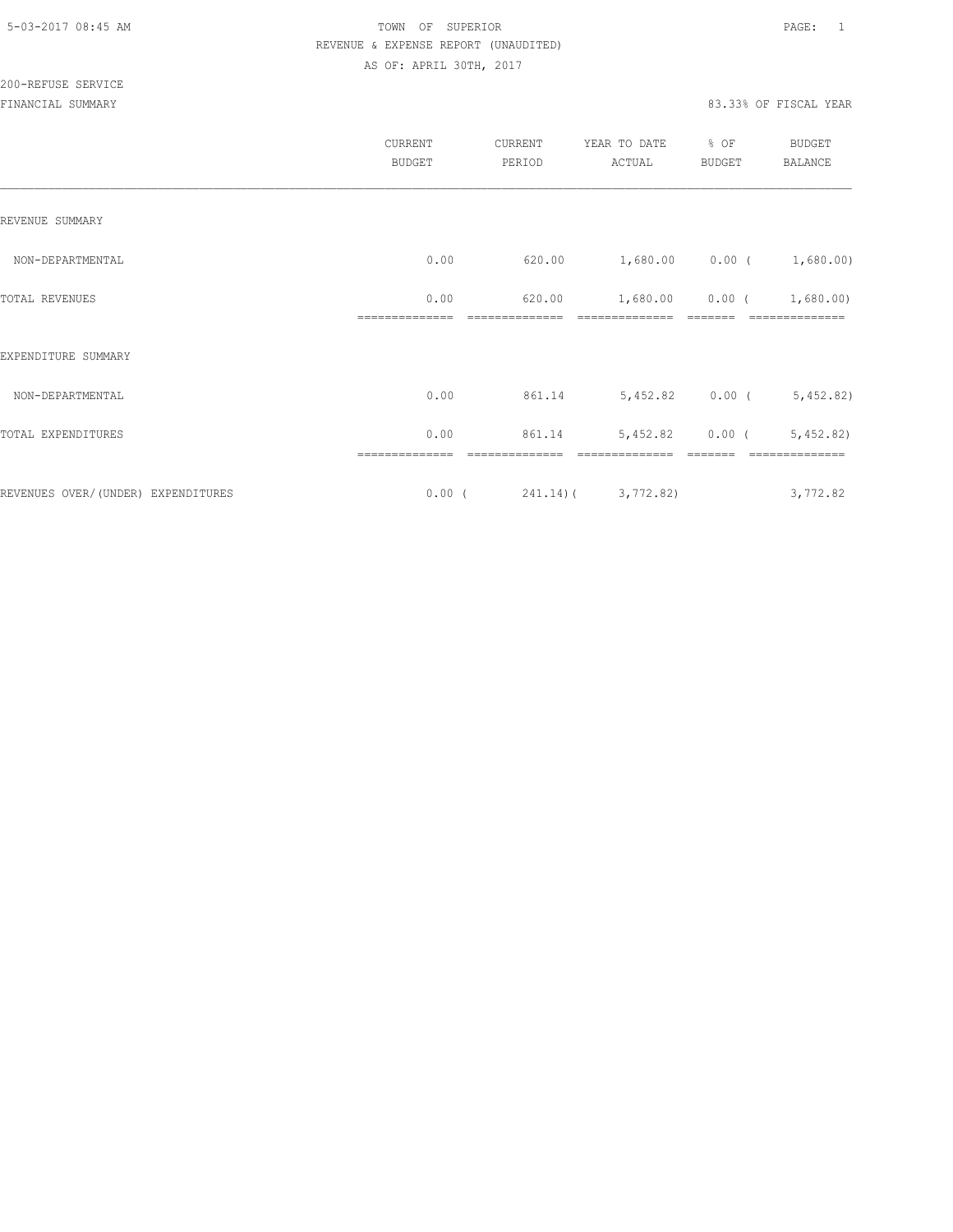TOWN OF SUPERIOR

REVENUE & EXPENSE REPORT (UNAUDITED)

AS OF: APRIL 30TH, 2017

200-REFUSE SERVICE

FINANCIAL SUMMARY

83.33% OF FISCAL YEAR

| | CURRENT BUDGET | CURRENT PERIOD | YEAR TO DATE ACTUAL | % OF BUDGET | BUDGET BALANCE |
|---|---|---|---|---|---|
| REVENUE SUMMARY | | | | | |
| NON-DEPARTMENTAL | 0.00 | 620.00 | 1,680.00 | 0.00 | ( 1,680.00) |
| TOTAL REVENUES | 0.00 | 620.00 | 1,680.00 | 0.00 | ( 1,680.00) |
| EXPENDITURE SUMMARY | | | | | |
| NON-DEPARTMENTAL | 0.00 | 861.14 | 5,452.82 | 0.00 | ( 5,452.82) |
| TOTAL EXPENDITURES | 0.00 | 861.14 | 5,452.82 | 0.00 | ( 5,452.82) |
| REVENUES OVER/(UNDER) EXPENDITURES | 0.00 | ( 241.14) | ( 3,772.82) | | 3,772.82 |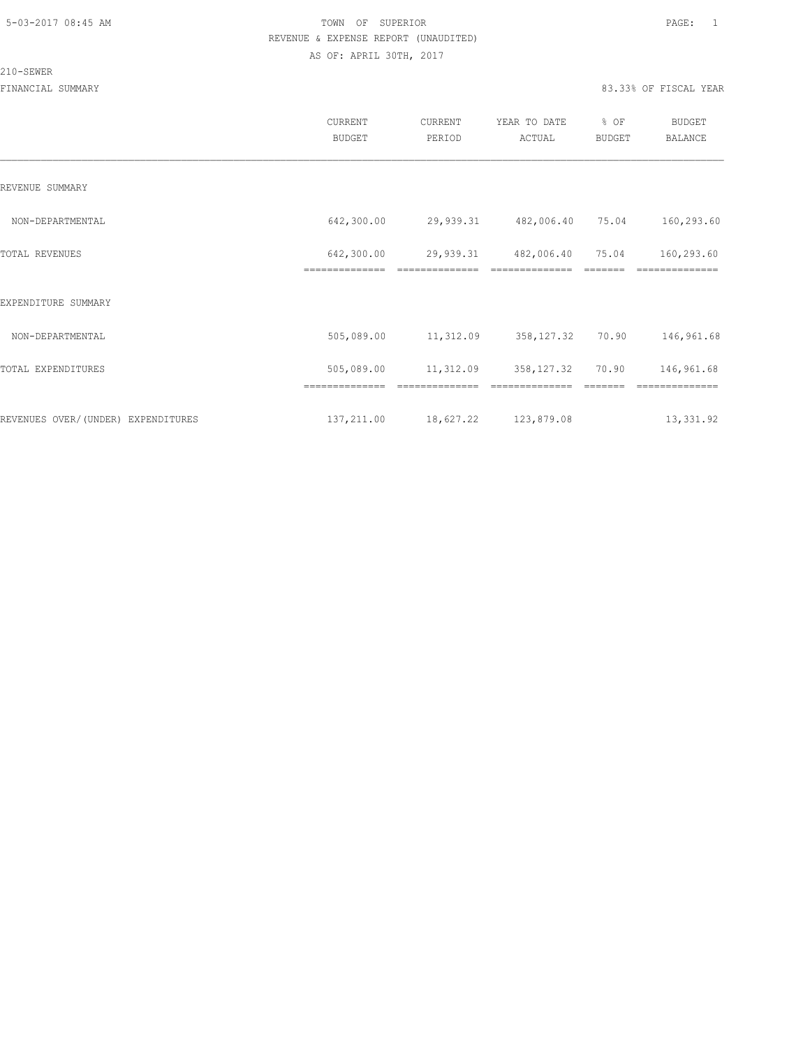TOWN OF SUPERIOR

REVENUE & EXPENSE REPORT (UNAUDITED)

AS OF: APRIL 30TH, 2017

210-SEWER

FINANCIAL SUMMARY

83.33% OF FISCAL YEAR

| | CURRENT BUDGET | CURRENT PERIOD | YEAR TO DATE ACTUAL | % OF BUDGET | BUDGET BALANCE |
|---|---|---|---|---|---|
| REVENUE SUMMARY | | | | | |
| NON-DEPARTMENTAL | 642,300.00 | 29,939.31 | 482,006.40 | 75.04 | 160,293.60 |
| TOTAL REVENUES | 642,300.00 | 29,939.31 | 482,006.40 | 75.04 | 160,293.60 |
| EXPENDITURE SUMMARY | | | | | |
| NON-DEPARTMENTAL | 505,089.00 | 11,312.09 | 358,127.32 | 70.90 | 146,961.68 |
| TOTAL EXPENDITURES | 505,089.00 | 11,312.09 | 358,127.32 | 70.90 | 146,961.68 |
| REVENUES OVER/(UNDER) EXPENDITURES | 137,211.00 | 18,627.22 | 123,879.08 | | 13,331.92 |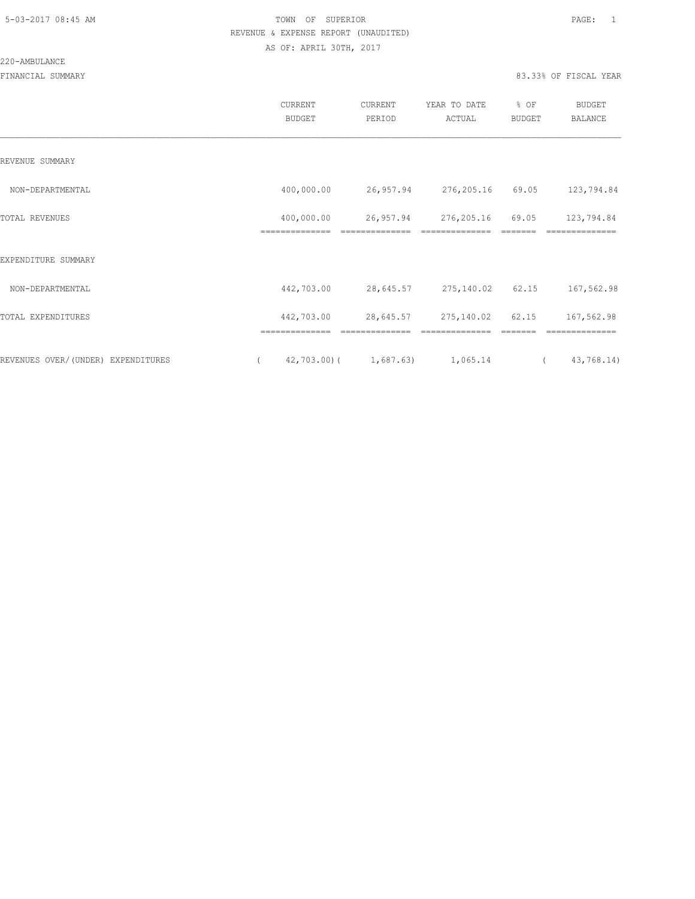TOWN OF SUPERIOR
REVENUE & EXPENSE REPORT (UNAUDITED)
AS OF: APRIL 30TH, 2017

220-AMBULANCE

FINANCIAL SUMMARY — 83.33% OF FISCAL YEAR

| | CURRENT BUDGET | CURRENT PERIOD | YEAR TO DATE ACTUAL | % OF BUDGET | BUDGET BALANCE |
|---|---|---|---|---|---|
| REVENUE SUMMARY | | | | | |
| NON-DEPARTMENTAL | 400,000.00 | 26,957.94 | 276,205.16 | 69.05 | 123,794.84 |
| TOTAL REVENUES | 400,000.00 | 26,957.94 | 276,205.16 | 69.05 | 123,794.84 |
| EXPENDITURE SUMMARY | | | | | |
| NON-DEPARTMENTAL | 442,703.00 | 28,645.57 | 275,140.02 | 62.15 | 167,562.98 |
| TOTAL EXPENDITURES | 442,703.00 | 28,645.57 | 275,140.02 | 62.15 | 167,562.98 |
| REVENUES OVER/(UNDER) EXPENDITURES | ( 42,703.00) | ( 1,687.63) | 1,065.14 | | ( 43,768.14) |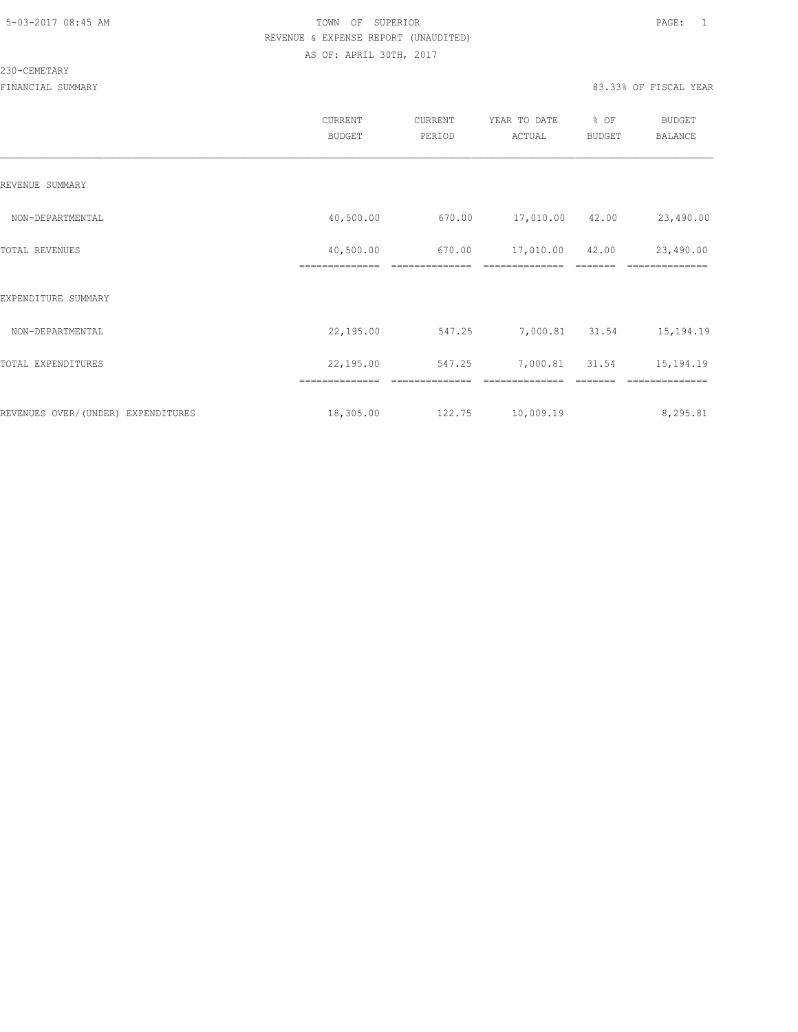5-03-2017 08:45 AM

TOWN OF SUPERIOR

REVENUE & EXPENSE REPORT (UNAUDITED)

AS OF: APRIL 30TH, 2017

230-CEMETARY

FINANCIAL SUMMARY

83.33% OF FISCAL YEAR

| | CURRENT BUDGET | CURRENT PERIOD | YEAR TO DATE ACTUAL | % OF BUDGET | BUDGET BALANCE |
|---|---|---|---|---|---|
| REVENUE SUMMARY | | | | | |
| NON-DEPARTMENTAL | 40,500.00 | 670.00 | 17,010.00 | 42.00 | 23,490.00 |
| TOTAL REVENUES | 40,500.00 | 670.00 | 17,010.00 | 42.00 | 23,490.00 |
| EXPENDITURE SUMMARY | | | | | |
| NON-DEPARTMENTAL | 22,195.00 | 547.25 | 7,000.81 | 31.54 | 15,194.19 |
| TOTAL EXPENDITURES | 22,195.00 | 547.25 | 7,000.81 | 31.54 | 15,194.19 |
| REVENUES OVER/(UNDER) EXPENDITURES | 18,305.00 | 122.75 | 10,009.19 | | 8,295.81 |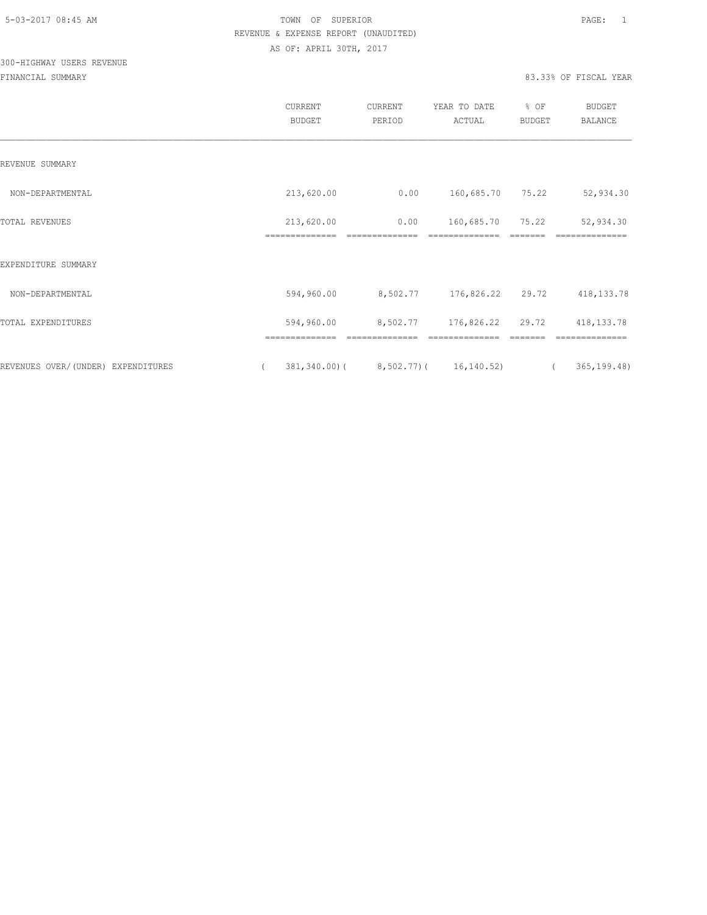TOWN OF SUPERIOR

REVENUE & EXPENSE REPORT (UNAUDITED)

AS OF: APRIL 30TH, 2017

300-HIGHWAY USERS REVENUE

FINANCIAL SUMMARY

83.33% OF FISCAL YEAR

| | CURRENT BUDGET | CURRENT PERIOD | YEAR TO DATE ACTUAL | % OF BUDGET | BUDGET BALANCE |
|---|---|---|---|---|---|
| REVENUE SUMMARY | | | | | |
| NON-DEPARTMENTAL | 213,620.00 | 0.00 | 160,685.70 | 75.22 | 52,934.30 |
| TOTAL REVENUES | 213,620.00 | 0.00 | 160,685.70 | 75.22 | 52,934.30 |
| EXPENDITURE SUMMARY | | | | | |
| NON-DEPARTMENTAL | 594,960.00 | 8,502.77 | 176,826.22 | 29.72 | 418,133.78 |
| TOTAL EXPENDITURES | 594,960.00 | 8,502.77 | 176,826.22 | 29.72 | 418,133.78 |
| REVENUES OVER/(UNDER) EXPENDITURES | ( 381,340.00) | ( 8,502.77) | ( 16,140.52) | | ( 365,199.48) |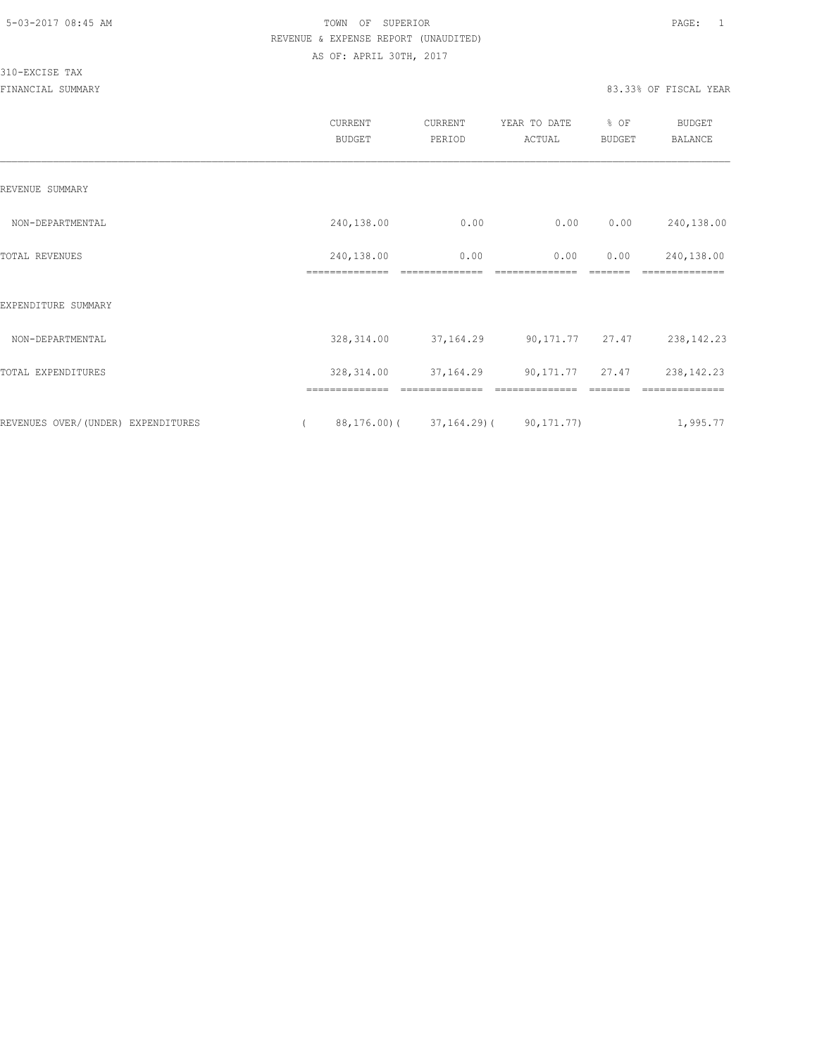TOWN OF SUPERIOR
REVENUE & EXPENSE REPORT (UNAUDITED)
AS OF: APRIL 30TH, 2017

310-EXCISE TAX
FINANCIAL SUMMARY

83.33% OF FISCAL YEAR

| | CURRENT BUDGET | CURRENT PERIOD | YEAR TO DATE ACTUAL | % OF BUDGET | BUDGET BALANCE |
|---|---|---|---|---|---|
| REVENUE SUMMARY | | | | | |
| NON-DEPARTMENTAL | 240,138.00 | 0.00 | 0.00 | 0.00 | 240,138.00 |
| TOTAL REVENUES | 240,138.00 | 0.00 | 0.00 | 0.00 | 240,138.00 |
| EXPENDITURE SUMMARY | | | | | |
| NON-DEPARTMENTAL | 328,314.00 | 37,164.29 | 90,171.77 | 27.47 | 238,142.23 |
| TOTAL EXPENDITURES | 328,314.00 | 37,164.29 | 90,171.77 | 27.47 | 238,142.23 |
| REVENUES OVER/(UNDER) EXPENDITURES | ( 88,176.00) | ( 37,164.29) | ( 90,171.77) | | 1,995.77 |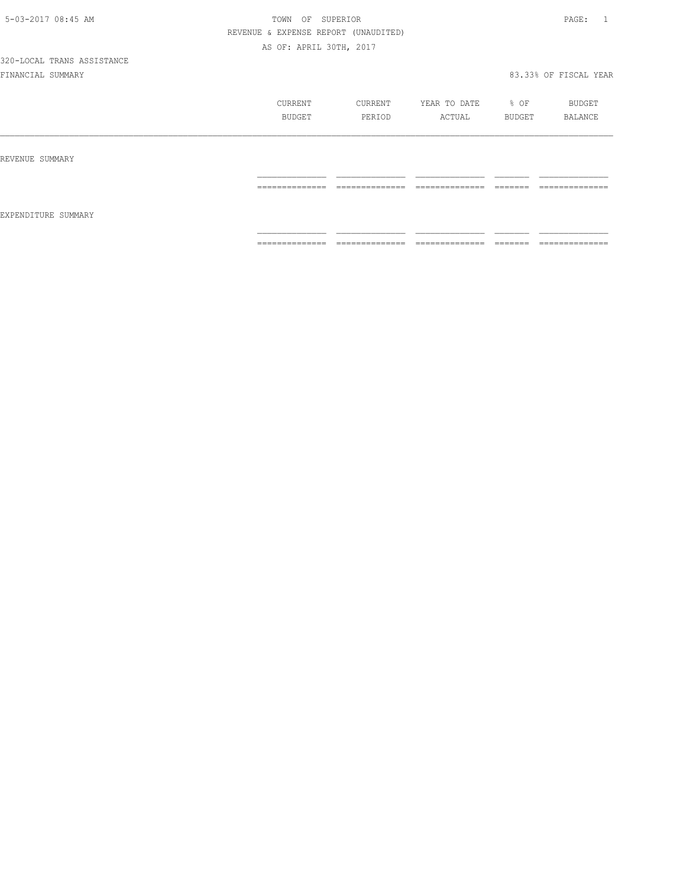TOWN OF SUPERIOR

REVENUE & EXPENSE REPORT (UNAUDITED)

AS OF: APRIL 30TH, 2017

320-LOCAL TRANS ASSISTANCE

FINANCIAL SUMMARY

83.33% OF FISCAL YEAR

| | CURRENT BUDGET | CURRENT PERIOD | YEAR TO DATE ACTUAL | % OF BUDGET | BUDGET BALANCE |
|---|---|---|---|---|---|
| REVENUE SUMMARY | | | | | |
| | | | | | |
| EXPENDITURE SUMMARY | | | | | |
| | | | | | |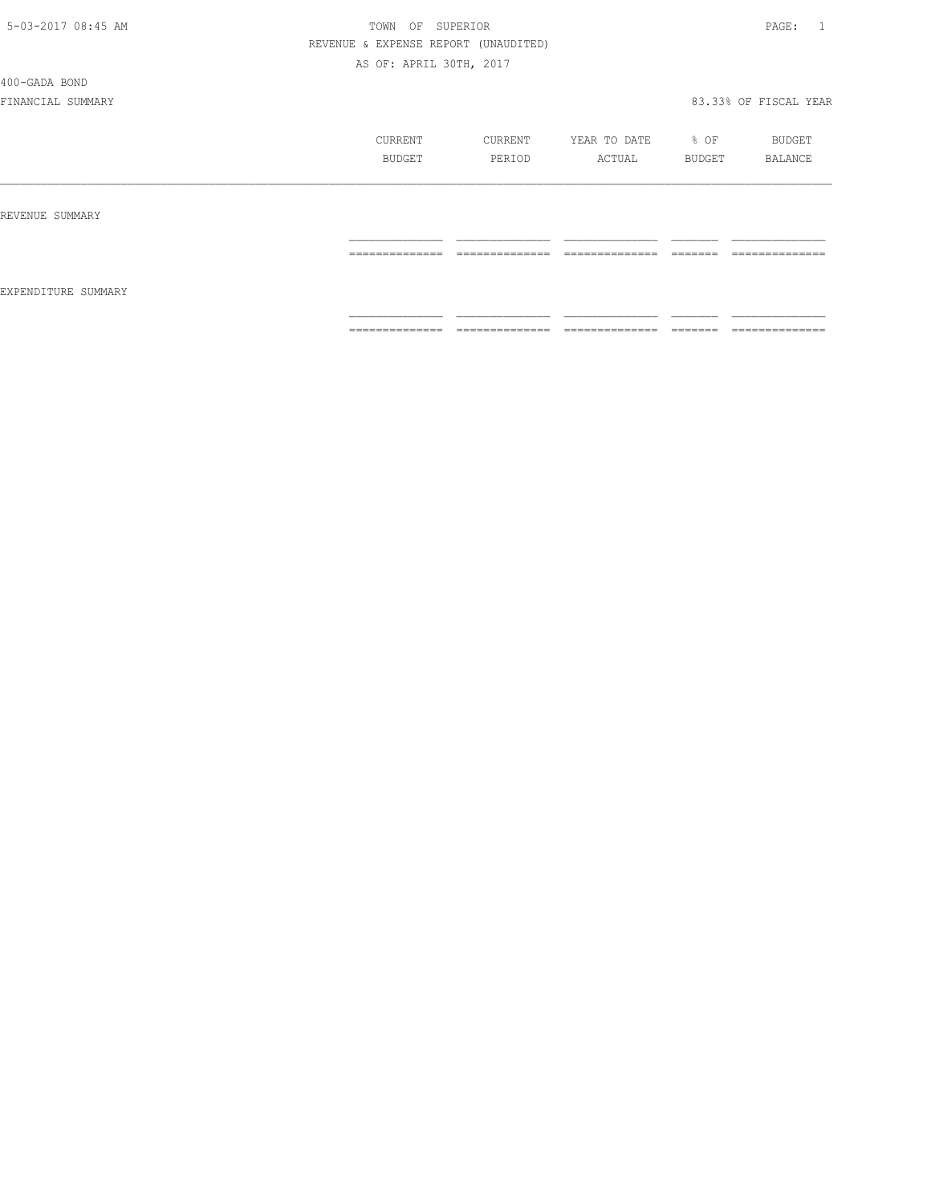5-03-2017 08:45 AM

TOWN OF SUPERIOR

REVENUE & EXPENSE REPORT (UNAUDITED)

AS OF: APRIL 30TH, 2017

400-GADA BOND

FINANCIAL SUMMARY

83.33% OF FISCAL YEAR

| | CURRENT BUDGET | CURRENT PERIOD | YEAR TO DATE ACTUAL | % OF BUDGET | BUDGET BALANCE |
|---|---|---|---|---|---|
| REVENUE SUMMARY | | | | | |
| EXPENDITURE SUMMARY | | | | | |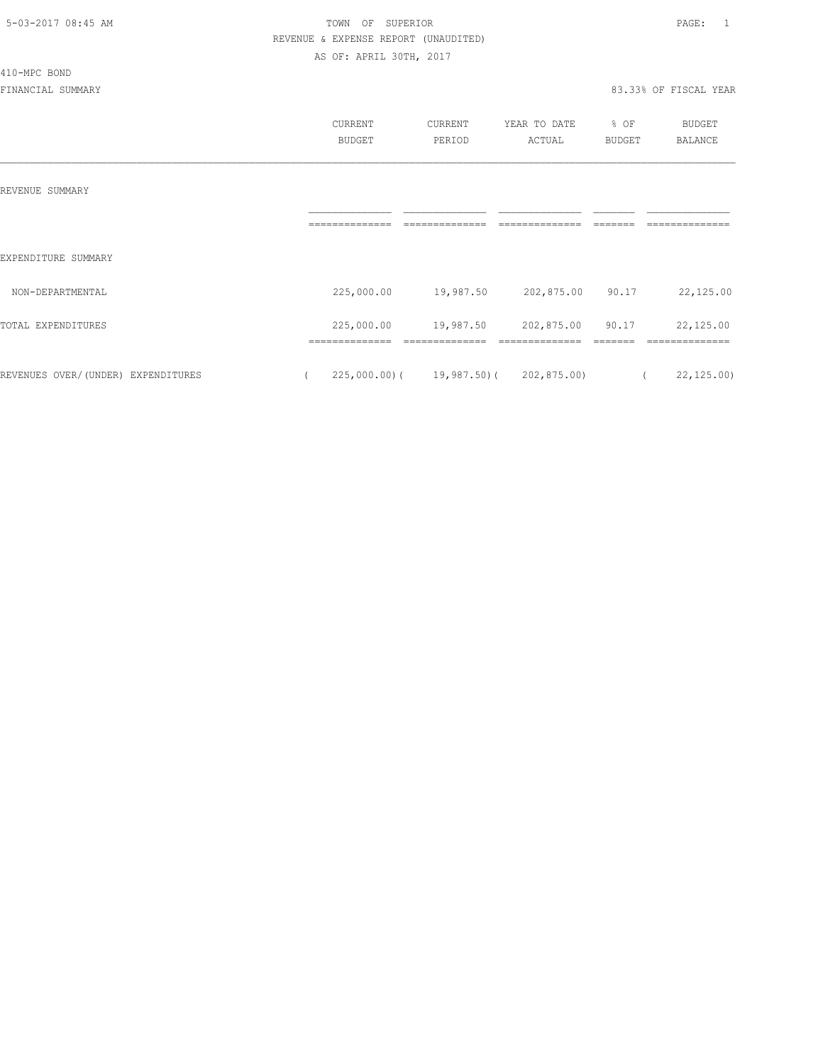5-03-2017 08:45 AM

TOWN OF SUPERIOR

REVENUE & EXPENSE REPORT (UNAUDITED)

AS OF: APRIL 30TH, 2017

410-MPC BOND

FINANCIAL SUMMARY

83.33% OF FISCAL YEAR

| | CURRENT BUDGET | CURRENT PERIOD | YEAR TO DATE ACTUAL | % OF BUDGET | BUDGET BALANCE |
|---|---|---|---|---|---|
| REVENUE SUMMARY | | | | | |
| | | | | | |
| EXPENDITURE SUMMARY | | | | | |
| NON-DEPARTMENTAL | 225,000.00 | 19,987.50 | 202,875.00 | 90.17 | 22,125.00 |
| TOTAL EXPENDITURES | 225,000.00 | 19,987.50 | 202,875.00 | 90.17 | 22,125.00 |
| REVENUES OVER/(UNDER) EXPENDITURES | ( 225,000.00) | ( 19,987.50) | ( 202,875.00) | | ( 22,125.00) |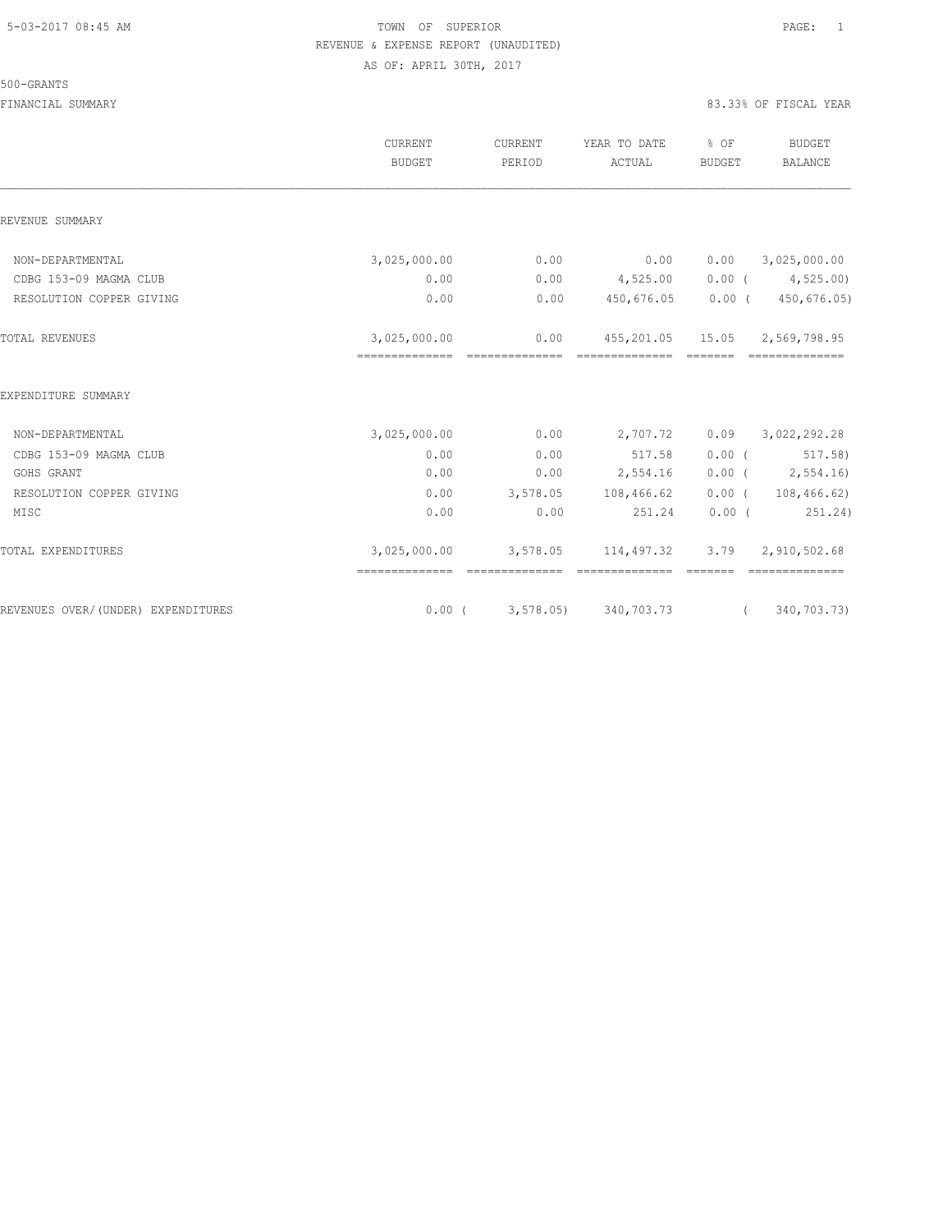5-03-2017 08:45 AM

TOWN OF SUPERIOR

REVENUE & EXPENSE REPORT (UNAUDITED)

AS OF: APRIL 30TH, 2017

500-GRANTS

FINANCIAL SUMMARY

83.33% OF FISCAL YEAR

| | CURRENT BUDGET | CURRENT PERIOD | YEAR TO DATE ACTUAL | % OF BUDGET | BUDGET BALANCE |
|---|---|---|---|---|---|
| REVENUE SUMMARY | | | | | |
| NON-DEPARTMENTAL | 3,025,000.00 | 0.00 | 0.00 | 0.00 | 3,025,000.00 |
| CDBG 153-09 MAGMA CLUB | 0.00 | 0.00 | 4,525.00 | 0.00 | ( 4,525.00) |
| RESOLUTION COPPER GIVING | 0.00 | 0.00 | 450,676.05 | 0.00 | ( 450,676.05) |
| TOTAL REVENUES | 3,025,000.00 | 0.00 | 455,201.05 | 15.05 | 2,569,798.95 |
| EXPENDITURE SUMMARY | | | | | |
| NON-DEPARTMENTAL | 3,025,000.00 | 0.00 | 2,707.72 | 0.09 | 3,022,292.28 |
| CDBG 153-09 MAGMA CLUB | 0.00 | 0.00 | 517.58 | 0.00 | ( 517.58) |
| GOHS GRANT | 0.00 | 0.00 | 2,554.16 | 0.00 | ( 2,554.16) |
| RESOLUTION COPPER GIVING | 0.00 | 3,578.05 | 108,466.62 | 0.00 | ( 108,466.62) |
| MISC | 0.00 | 0.00 | 251.24 | 0.00 | ( 251.24) |
| TOTAL EXPENDITURES | 3,025,000.00 | 3,578.05 | 114,497.32 | 3.79 | 2,910,502.68 |
| REVENUES OVER/(UNDER) EXPENDITURES | 0.00 | ( 3,578.05) | 340,703.73 | | ( 340,703.73) |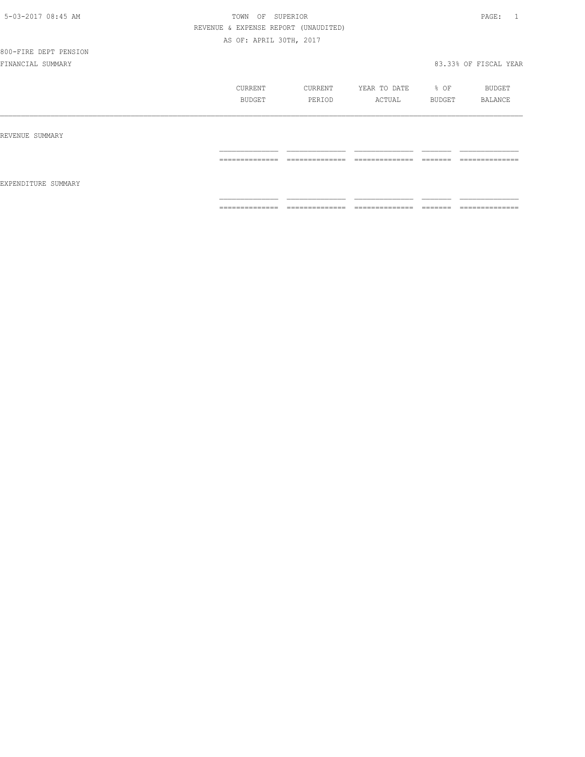5-03-2017 08:45 AM

TOWN OF SUPERIOR

REVENUE & EXPENSE REPORT (UNAUDITED)

AS OF: APRIL 30TH, 2017

800-FIRE DEPT PENSION

FINANCIAL SUMMARY

83.33% OF FISCAL YEAR

| | CURRENT BUDGET | CURRENT PERIOD | YEAR TO DATE ACTUAL | % OF BUDGET | BUDGET BALANCE |
|---|---|---|---|---|---|
| REVENUE SUMMARY | | | | | |
| EXPENDITURE SUMMARY | | | | | |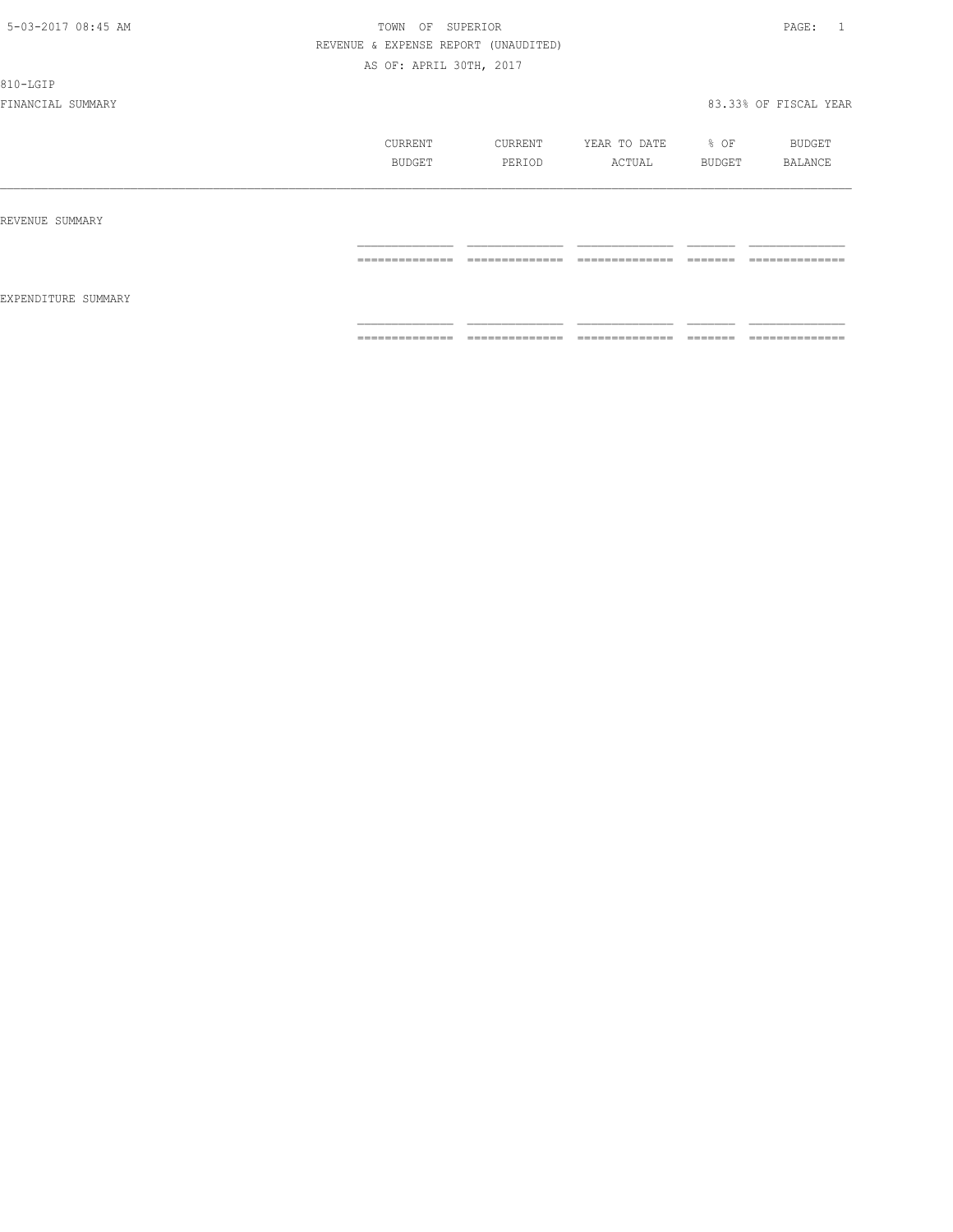5-03-2017 08:45 AM

TOWN OF SUPERIOR

REVENUE & EXPENSE REPORT (UNAUDITED)

AS OF: APRIL 30TH, 2017

810-LGIP

FINANCIAL SUMMARY

83.33% OF FISCAL YEAR

| | CURRENT BUDGET | CURRENT PERIOD | YEAR TO DATE ACTUAL | % OF BUDGET | BUDGET BALANCE |
|---|---|---|---|---|---|
| REVENUE SUMMARY | | | | | |
| EXPENDITURE SUMMARY | | | | | |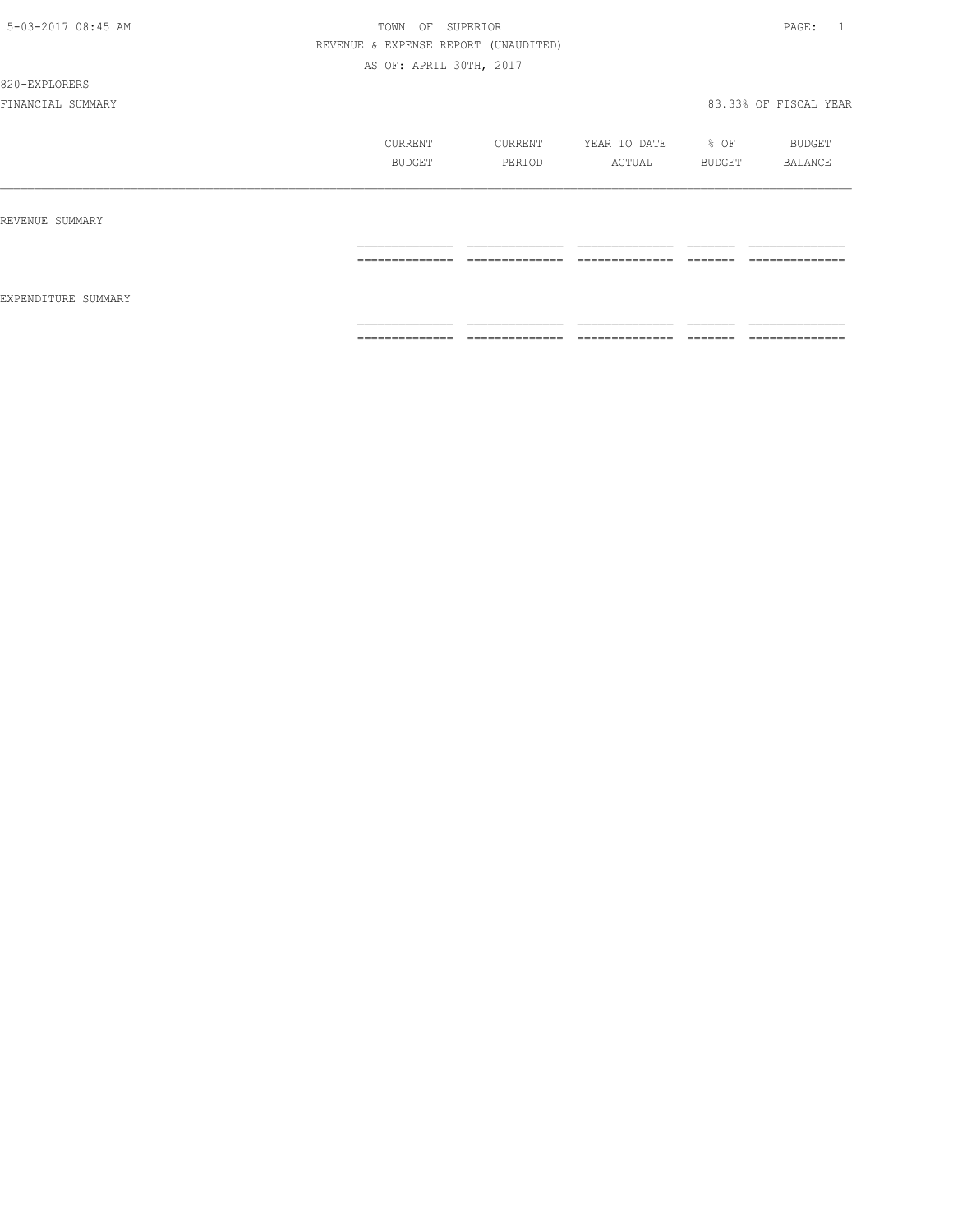TOWN OF SUPERIOR

REVENUE & EXPENSE REPORT (UNAUDITED)

AS OF: APRIL 30TH, 2017

820-EXPLORERS

FINANCIAL SUMMARY

83.33% OF FISCAL YEAR

| | CURRENT BUDGET | CURRENT PERIOD | YEAR TO DATE ACTUAL | % OF BUDGET | BUDGET BALANCE |
|---|---|---|---|---|---|
| REVENUE SUMMARY | | | | | |
| EXPENDITURE SUMMARY | | | | | |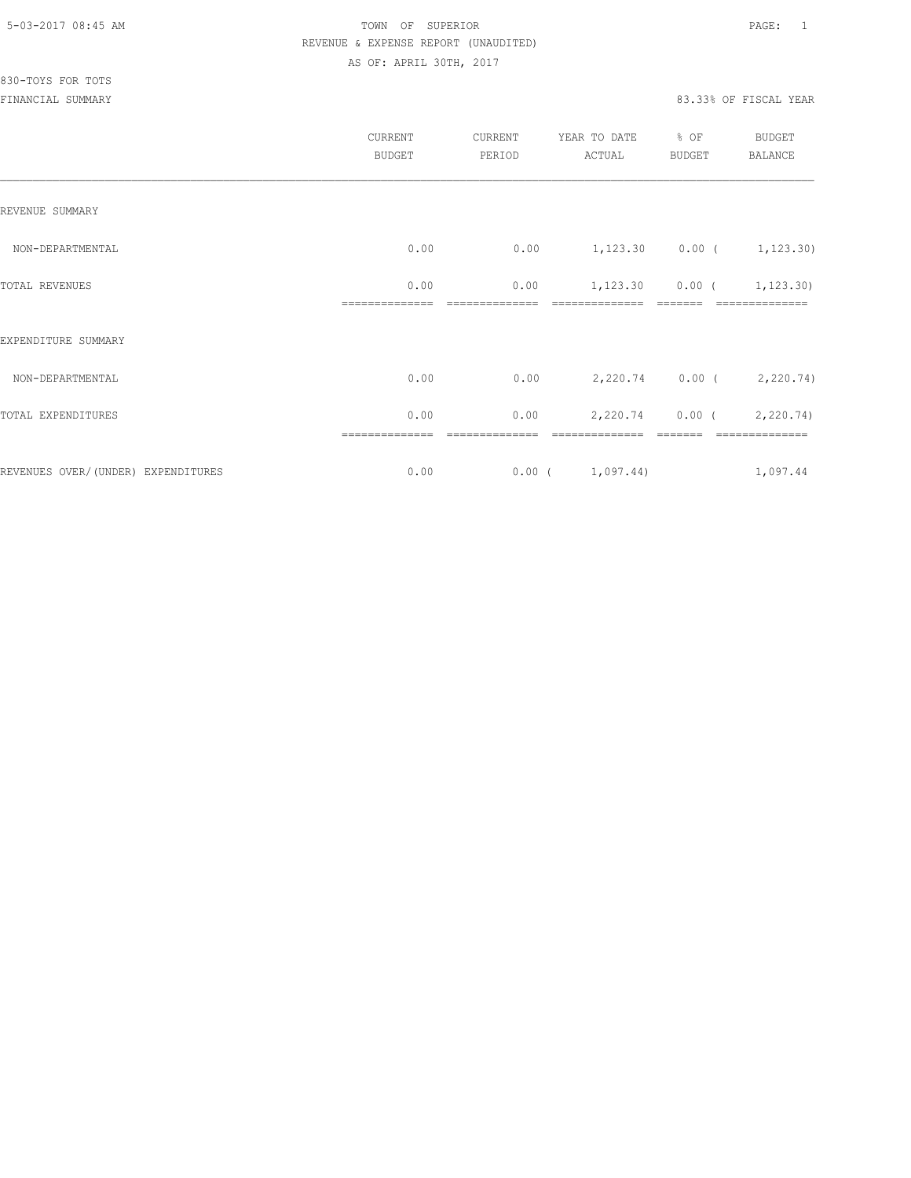TOWN OF SUPERIOR
REVENUE & EXPENSE REPORT (UNAUDITED)
AS OF: APRIL 30TH, 2017

830-TOYS FOR TOTS
FINANCIAL SUMMARY

83.33% OF FISCAL YEAR

| | CURRENT BUDGET | CURRENT PERIOD | YEAR TO DATE ACTUAL | % OF BUDGET | BUDGET BALANCE |
|---|---|---|---|---|---|
| REVENUE SUMMARY | | | | | |
| NON-DEPARTMENTAL | 0.00 | 0.00 | 1,123.30 | 0.00 | ( 1,123.30) |
| TOTAL REVENUES | 0.00 | 0.00 | 1,123.30 | 0.00 | ( 1,123.30) |
| EXPENDITURE SUMMARY | | | | | |
| NON-DEPARTMENTAL | 0.00 | 0.00 | 2,220.74 | 0.00 | ( 2,220.74) |
| TOTAL EXPENDITURES | 0.00 | 0.00 | 2,220.74 | 0.00 | ( 2,220.74) |
| REVENUES OVER/(UNDER) EXPENDITURES | 0.00 | 0.00 | ( 1,097.44) | | 1,097.44 |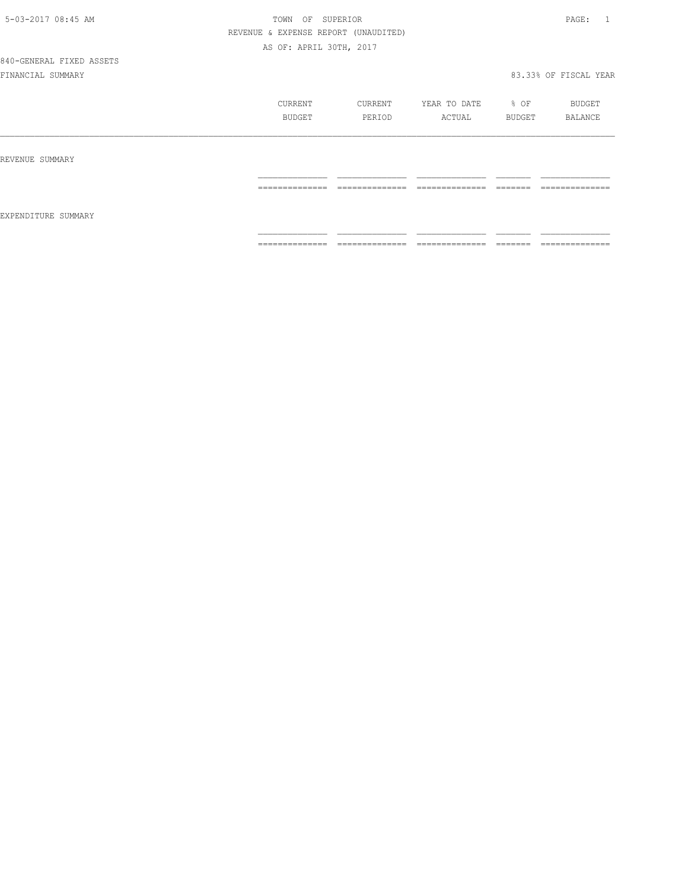TOWN OF SUPERIOR

REVENUE & EXPENSE REPORT (UNAUDITED)

AS OF: APRIL 30TH, 2017

840-GENERAL FIXED ASSETS

FINANCIAL SUMMARY

83.33% OF FISCAL YEAR

| | CURRENT BUDGET | CURRENT PERIOD | YEAR TO DATE ACTUAL | % OF BUDGET | BUDGET BALANCE |
|---|---|---|---|---|---|
| REVENUE SUMMARY | | | | | |
| EXPENDITURE SUMMARY | | | | | |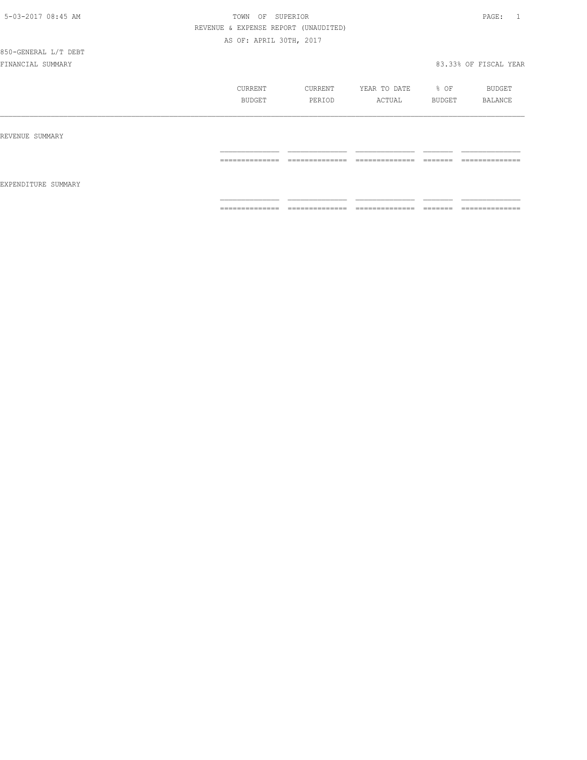5-03-2017 08:45 AM TOWN OF SUPERIOR

REVENUE & EXPENSE REPORT (UNAUDITED)

AS OF: APRIL 30TH, 2017

850-GENERAL L/T DEBT

FINANCIAL SUMMARY 83.33% OF FISCAL YEAR

| | CURRENT BUDGET | CURRENT PERIOD | YEAR TO DATE ACTUAL | % OF BUDGET | BUDGET BALANCE |
|---|---|---|---|---|---|
| REVENUE SUMMARY | | | | | |
| EXPENDITURE SUMMARY | | | | | |